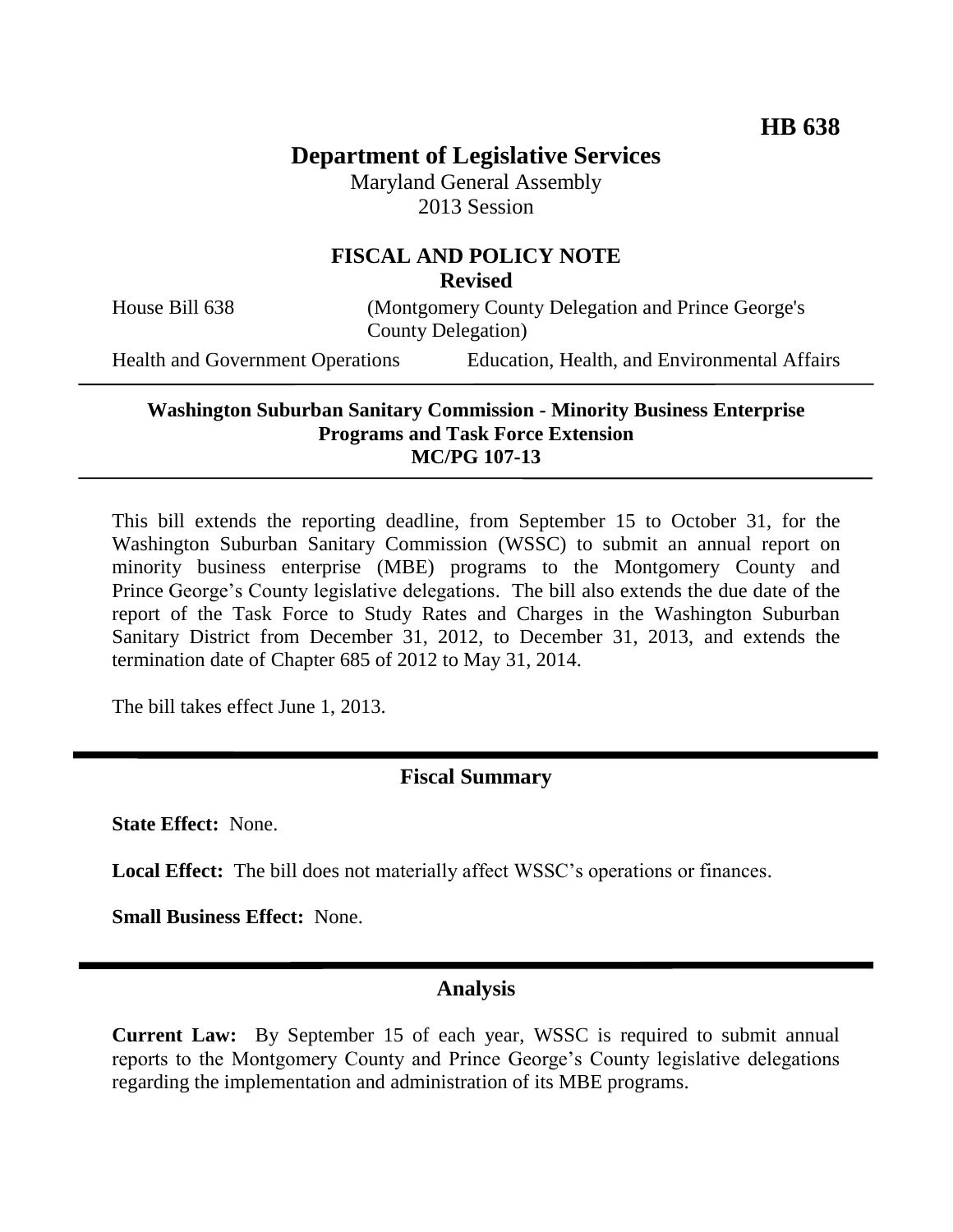**HB 638**

# Department of Legislative Services

Maryland General Assembly
2013 Session

## FISCAL AND POLICY NOTE
**Revised**

House Bill 638 (Montgomery County Delegation and Prince George's County Delegation)

Health and Government Operations — Education, Health, and Environmental Affairs

---

**Washington Suburban Sanitary Commission - Minority Business Enterprise Programs and Task Force Extension**
**MC/PG 107-13**

---

This bill extends the reporting deadline, from September 15 to October 31, for the Washington Suburban Sanitary Commission (WSSC) to submit an annual report on minority business enterprise (MBE) programs to the Montgomery County and Prince George's County legislative delegations. The bill also extends the due date of the report of the Task Force to Study Rates and Charges in the Washington Suburban Sanitary District from December 31, 2012, to December 31, 2013, and extends the termination date of Chapter 685 of 2012 to May 31, 2014.

The bill takes effect June 1, 2013.

## Fiscal Summary

**State Effect:** None.

**Local Effect:** The bill does not materially affect WSSC's operations or finances.

**Small Business Effect:** None.

## Analysis

**Current Law:** By September 15 of each year, WSSC is required to submit annual reports to the Montgomery County and Prince George's County legislative delegations regarding the implementation and administration of its MBE programs.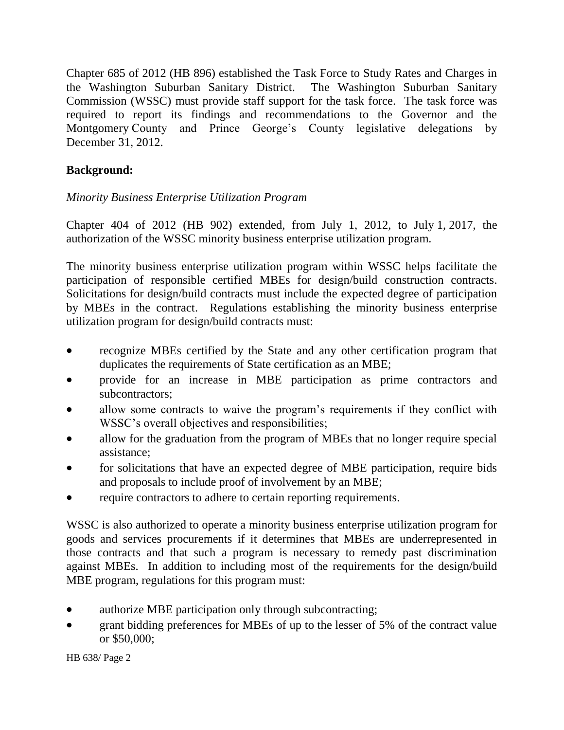Chapter 685 of 2012 (HB 896) established the Task Force to Study Rates and Charges in the Washington Suburban Sanitary District. The Washington Suburban Sanitary Commission (WSSC) must provide staff support for the task force. The task force was required to report its findings and recommendations to the Governor and the Montgomery County and Prince George's County legislative delegations by December 31, 2012.

**Background:**

*Minority Business Enterprise Utilization Program*

Chapter 404 of 2012 (HB 902) extended, from July 1, 2012, to July 1, 2017, the authorization of the WSSC minority business enterprise utilization program.

The minority business enterprise utilization program within WSSC helps facilitate the participation of responsible certified MBEs for design/build construction contracts. Solicitations for design/build contracts must include the expected degree of participation by MBEs in the contract. Regulations establishing the minority business enterprise utilization program for design/build contracts must:

- recognize MBEs certified by the State and any other certification program that duplicates the requirements of State certification as an MBE;
- provide for an increase in MBE participation as prime contractors and subcontractors;
- allow some contracts to waive the program's requirements if they conflict with WSSC's overall objectives and responsibilities;
- allow for the graduation from the program of MBEs that no longer require special assistance;
- for solicitations that have an expected degree of MBE participation, require bids and proposals to include proof of involvement by an MBE;
- require contractors to adhere to certain reporting requirements.

WSSC is also authorized to operate a minority business enterprise utilization program for goods and services procurements if it determines that MBEs are underrepresented in those contracts and that such a program is necessary to remedy past discrimination against MBEs. In addition to including most of the requirements for the design/build MBE program, regulations for this program must:

- authorize MBE participation only through subcontracting;
- grant bidding preferences for MBEs of up to the lesser of 5% of the contract value or $50,000;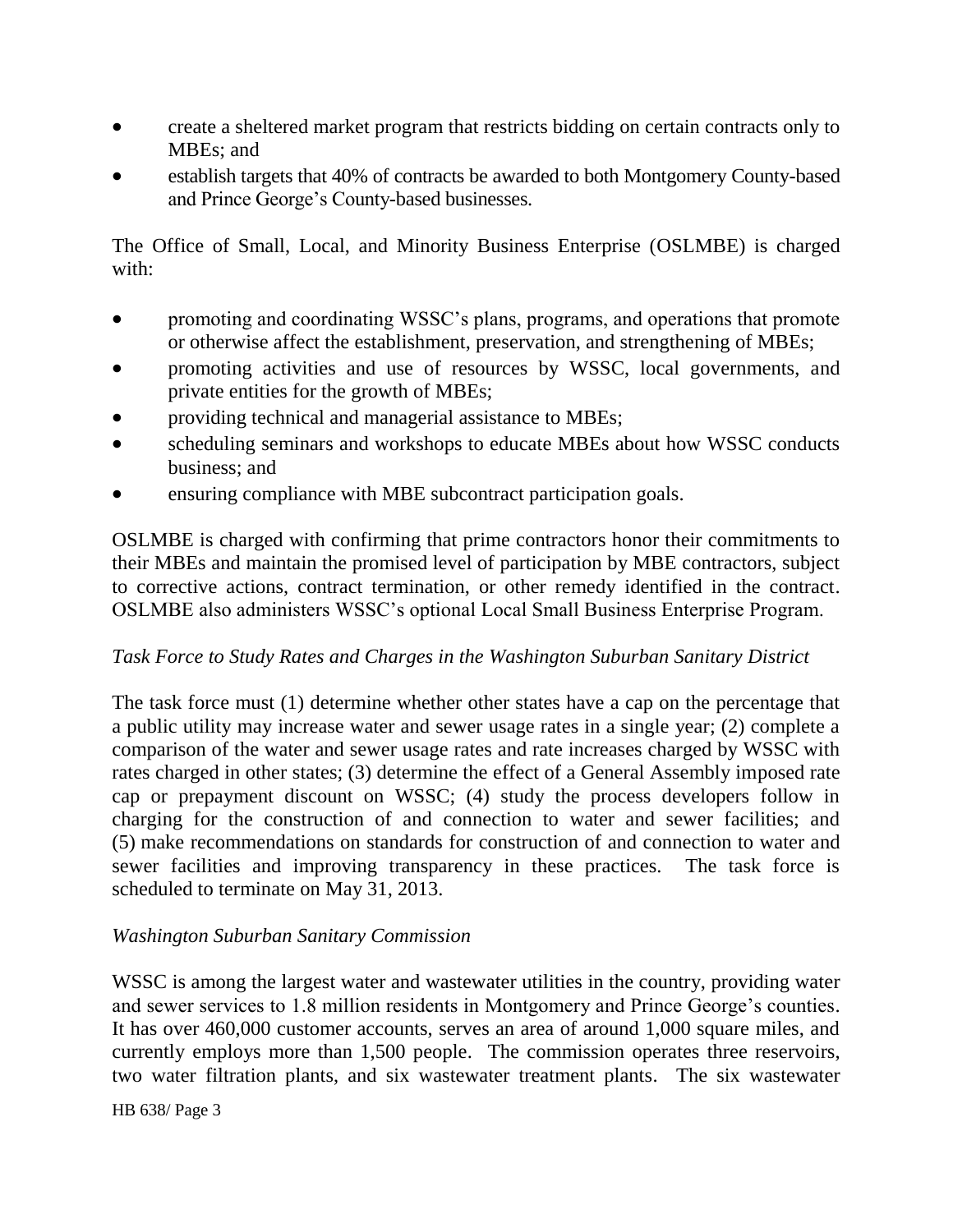- create a sheltered market program that restricts bidding on certain contracts only to MBEs; and
- establish targets that 40% of contracts be awarded to both Montgomery County-based and Prince George's County-based businesses.

The Office of Small, Local, and Minority Business Enterprise (OSLMBE) is charged with:

- promoting and coordinating WSSC's plans, programs, and operations that promote or otherwise affect the establishment, preservation, and strengthening of MBEs;
- promoting activities and use of resources by WSSC, local governments, and private entities for the growth of MBEs;
- providing technical and managerial assistance to MBEs;
- scheduling seminars and workshops to educate MBEs about how WSSC conducts business; and
- ensuring compliance with MBE subcontract participation goals.

OSLMBE is charged with confirming that prime contractors honor their commitments to their MBEs and maintain the promised level of participation by MBE contractors, subject to corrective actions, contract termination, or other remedy identified in the contract. OSLMBE also administers WSSC's optional Local Small Business Enterprise Program.

*Task Force to Study Rates and Charges in the Washington Suburban Sanitary District*

The task force must (1) determine whether other states have a cap on the percentage that a public utility may increase water and sewer usage rates in a single year; (2) complete a comparison of the water and sewer usage rates and rate increases charged by WSSC with rates charged in other states; (3) determine the effect of a General Assembly imposed rate cap or prepayment discount on WSSC; (4) study the process developers follow in charging for the construction of and connection to water and sewer facilities; and (5) make recommendations on standards for construction of and connection to water and sewer facilities and improving transparency in these practices. The task force is scheduled to terminate on May 31, 2013.

*Washington Suburban Sanitary Commission*

WSSC is among the largest water and wastewater utilities in the country, providing water and sewer services to 1.8 million residents in Montgomery and Prince George's counties. It has over 460,000 customer accounts, serves an area of around 1,000 square miles, and currently employs more than 1,500 people. The commission operates three reservoirs, two water filtration plants, and six wastewater treatment plants. The six wastewater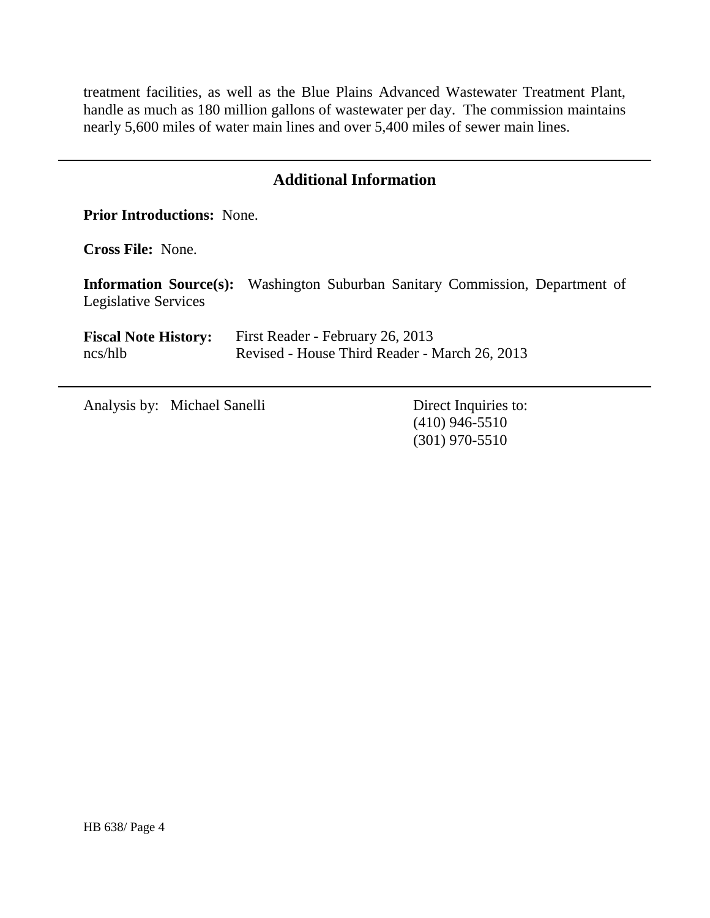treatment facilities, as well as the Blue Plains Advanced Wastewater Treatment Plant, handle as much as 180 million gallons of wastewater per day. The commission maintains nearly 5,600 miles of water main lines and over 5,400 miles of sewer main lines.

## Additional Information

**Prior Introductions:** None.

**Cross File:** None.

**Information Source(s):** Washington Suburban Sanitary Commission, Department of Legislative Services

**Fiscal Note History:** First Reader - February 26, 2013
ncs/hlb Revised - House Third Reader - March 26, 2013

Analysis by: Michael Sanelli

Direct Inquiries to:
(410) 946-5510
(301) 970-5510